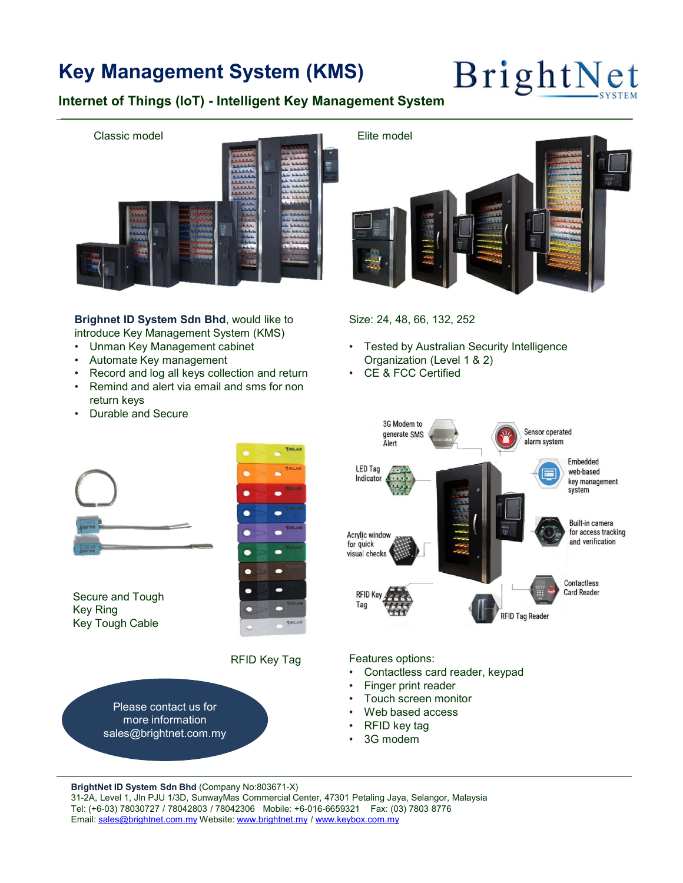# Key Management System (KMS)

## Internet of Things (IoT) - Intelligent Key Management System

Classic model

Elite model

**Brighnet ID System Sdn Bhd**, would like to introduce Key Management System (KMS)

- Unman Key Management cabinet
- Automate Key management
- Record and log all keys collection and return
- Remind and alert via email and sms for non return keys
- Durable and Secure

Size: 24, 48, 66, 132, 252

- Tested by Australian Security Intelligence Organization (Level 1 & 2)
- CE & FCC Certified

3G Modem to generate SMS Alert

Sensor operated alarm system

LED Tag Indicator

Embedded web-based key management system

Acrylic window for quick visual checks

Built-in camera for access tracking and verification

RFID Key Tag

Contactless Card Reader

RFID Tag Reader

Secure and Tough
Key Ring
Key Tough Cable

RFID Key Tag

Please contact us for more information
sales@brightnet.com.my

Features options:

- Contactless card reader, keypad
- Finger print reader
- Touch screen monitor
- Web based access
- RFID key tag
- 3G modem

**BrightNet ID System Sdn Bhd** (Company No:803671-X)
31-2A, Level 1, Jln PJU 1/3D, SunwayMas Commercial Center, 47301 Petaling Jaya, Selangor, Malaysia
Tel: (+6-03) 78030727 / 78042803 / 78042306 Mobile: +6-016-6659321 Fax: (03) 7803 8776
Email: sales@brightnet.com.my Website: www.brightnet.my / www.keybox.com.my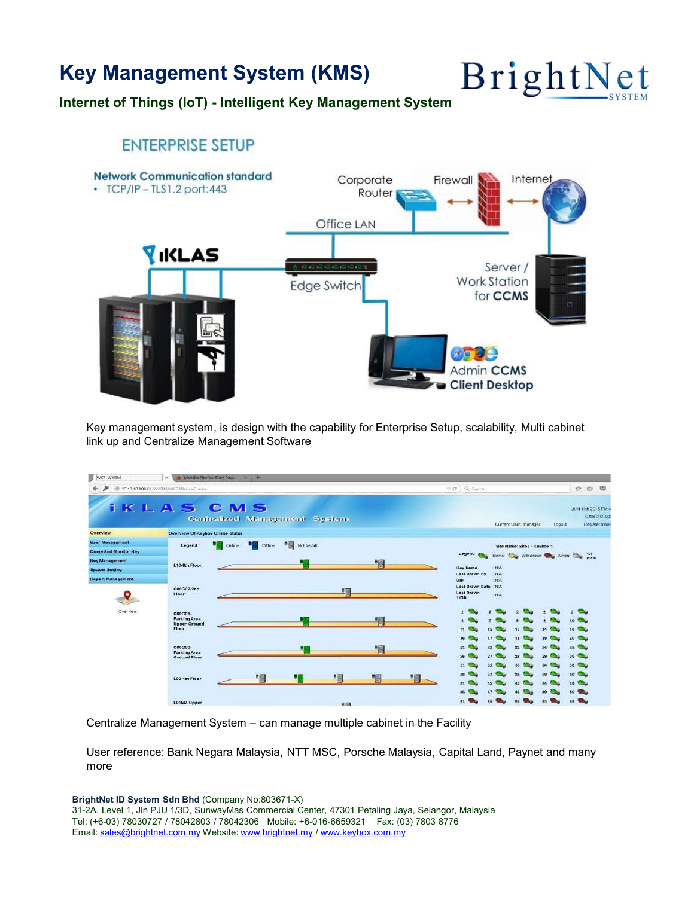# Key Management System (KMS)

## Internet of Things (IoT) - Intelligent Key Management System

ENTERPRISE SETUP

Network Communication standard

- TCP/IP – TLS1.2 port:443

Corporate Router

Firewall

Internet

Office LAN

iKLAS

Edge Switch

Server / Work Station for CCMS

Admin CCMS Client Desktop

Key management system, is design with the capability for Enterprise Setup, scalability, Multi cabinet link up and Centralize Management Software

Centralize Management System – can manage multiple cabinet in the Facility

User reference: Bank Negara Malaysia, NTT MSC, Porsche Malaysia, Capital Land, Paynet and many more

**BrightNet ID System Sdn Bhd** (Company No:803671-X)
31-2A, Level 1, Jln PJU 1/3D, SunwayMas Commercial Center, 47301 Petaling Jaya, Selangor, Malaysia
Tel: (+6-03) 78030727 / 78042803 / 78042306 Mobile: +6-016-6659321 Fax: (03) 7803 8776
Email: sales@brightnet.com.my Website: www.brightnet.my / www.keybox.com.my